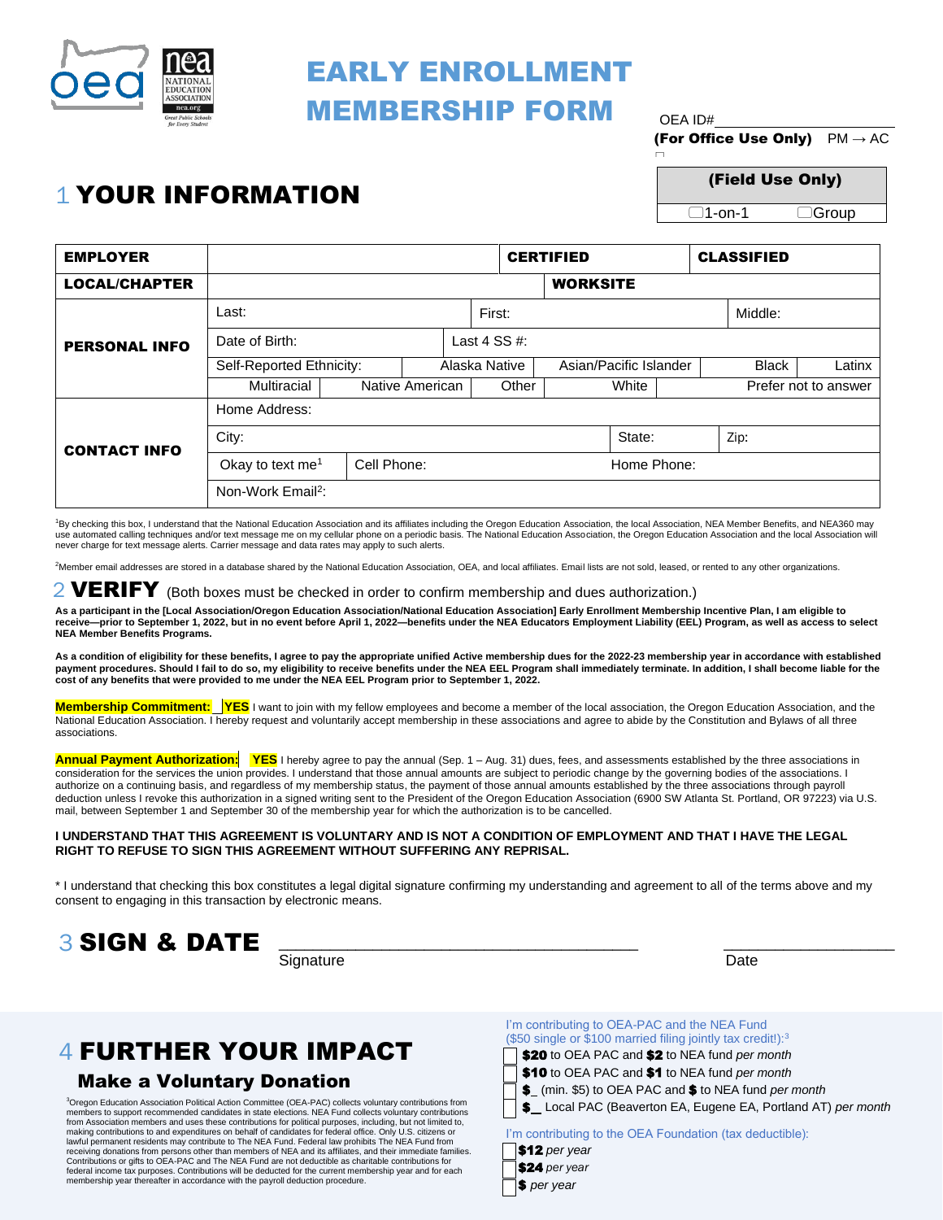# EARLY ENROLLMENT MEMBERSHIP FORM

OEA ID#\_\_\_\_\_\_\_\_\_\_\_\_\_\_\_\_

**(For Office Use Only)** PM → AC

| (Field Use Only) | |
|---|---|
| ☐1-on-1 | ☐Group |

## 1 YOUR INFORMATION

| EMPLOYER | | | | CERTIFIED | | CLASSIFIED | |
|---|---|---|---|---|---|---|---|
| **LOCAL/CHAPTER** | | | | **WORKSITE** | | | |
| **PERSONAL INFO** | Last: | | First: | | | Middle: | |
| | Date of Birth: | Last 4 SS #: | | | | | |
| | Self-Reported Ethnicity: | Alaska Native | | Asian/Pacific Islander | | Black | Latinx |
| | Multiracial | Native American | Other | White | | Prefer not to answer | |
| **CONTACT INFO** | Home Address: | | | | | | |
| | City: | | | State: | | Zip: | |
| | Okay to text me[1] | Cell Phone: | | Home Phone: | | | |
| | Non-Work Email[2]: | | | | | | |

[1]By checking this box, I understand that the National Education Association and its affiliates including the Oregon Education Association, the local Association, NEA Member Benefits, and NEA360 may use automated calling techniques and/or text message me on my cellular phone on a periodic basis. The National Education Association, the Oregon Education Association and the local Association will never charge for text message alerts. Carrier message and data rates may apply to such alerts.

[2]Member email addresses are stored in a database shared by the National Education Association, OEA, and local affiliates. Email lists are not sold, leased, or rented to any other organizations.

## 2 VERIFY (Both boxes must be checked in order to confirm membership and dues authorization.)

**As a participant in the [Local Association/Oregon Education Association/National Education Association] Early Enrollment Membership Incentive Plan, I am eligible to receive—prior to September 1, 2022, but in no event before April 1, 2022—benefits under the NEA Educators Employment Liability (EEL) Program, as well as access to select NEA Member Benefits Programs.**

**As a condition of eligibility for these benefits, I agree to pay the appropriate unified Active membership dues for the 2022-23 membership year in accordance with established payment procedures. Should I fail to do so, my eligibility to receive benefits under the NEA EEL Program shall immediately terminate. In addition, I shall become liable for the cost of any benefits that were provided to me under the NEA EEL Program prior to September 1, 2022.**

**Membership Commitment:** ☐ **YES** I want to join with my fellow employees and become a member of the local association, the Oregon Education Association, and the National Education Association. I hereby request and voluntarily accept membership in these associations and agree to abide by the Constitution and Bylaws of all three associations.

**Annual Payment Authorization:** ☐ **YES** I hereby agree to pay the annual (Sep. 1 – Aug. 31) dues, fees, and assessments established by the three associations in consideration for the services the union provides. I understand that those annual amounts are subject to periodic change by the governing bodies of the associations. I authorize on a continuing basis, and regardless of my membership status, the payment of those annual amounts established by the three associations through payroll deduction unless I revoke this authorization in a signed writing sent to the President of the Oregon Education Association (6900 SW Atlanta St. Portland, OR 97223) via U.S. mail, between September 1 and September 30 of the membership year for which the authorization is to be cancelled.

**I UNDERSTAND THAT THIS AGREEMENT IS VOLUNTARY AND IS NOT A CONDITION OF EMPLOYMENT AND THAT I HAVE THE LEGAL RIGHT TO REFUSE TO SIGN THIS AGREEMENT WITHOUT SUFFERING ANY REPRISAL.**

\* I understand that checking this box constitutes a legal digital signature confirming my understanding and agreement to all of the terms above and my consent to engaging in this transaction by electronic means.

## 3 SIGN & DATE

\_\_\_\_\_\_\_\_\_\_\_\_\_\_\_\_\_\_\_\_\_\_\_\_\_\_\_\_\_\_\_\_\_\_\_\_\_\_\_\_ Signature

\_\_\_\_\_\_\_\_\_\_\_\_\_\_\_\_\_\_\_\_ Date

## 4 FURTHER YOUR IMPACT

### Make a Voluntary Donation

[3]Oregon Education Association Political Action Committee (OEA-PAC) collects voluntary contributions from members to support recommended candidates in state elections. NEA Fund collects voluntary contributions from Association members and uses these contributions for political purposes, including, but not limited to, making contributions to and expenditures on behalf of candidates for federal office. Only U.S. citizens or lawful permanent residents may contribute to The NEA Fund. Federal law prohibits The NEA Fund from receiving donations from persons other than members of NEA and its affiliates, and their immediate families. Contributions or gifts to OEA-PAC and The NEA Fund are not deductible as charitable contributions for federal income tax purposes. Contributions will be deducted for the current membership year and for each membership year thereafter in accordance with the payroll deduction procedure.

I'm contributing to OEA-PAC and the NEA Fund ($50 single or $100 married filing jointly tax credit!):[3]

- ☐ **$20** to OEA PAC and **$2** to NEA fund *per month*
- ☐ **$10** to OEA PAC and **$1** to NEA fund *per month*
- ☐ **$\_** (min. $5) to OEA PAC and **$** to NEA fund *per month*
- ☐ **$\_** Local PAC (Beaverton EA, Eugene EA, Portland AT) *per month*

I'm contributing to the OEA Foundation (tax deductible):

- ☐ **$12** *per year*
- ☐ **$24** *per year*
- ☐ **$** *per year*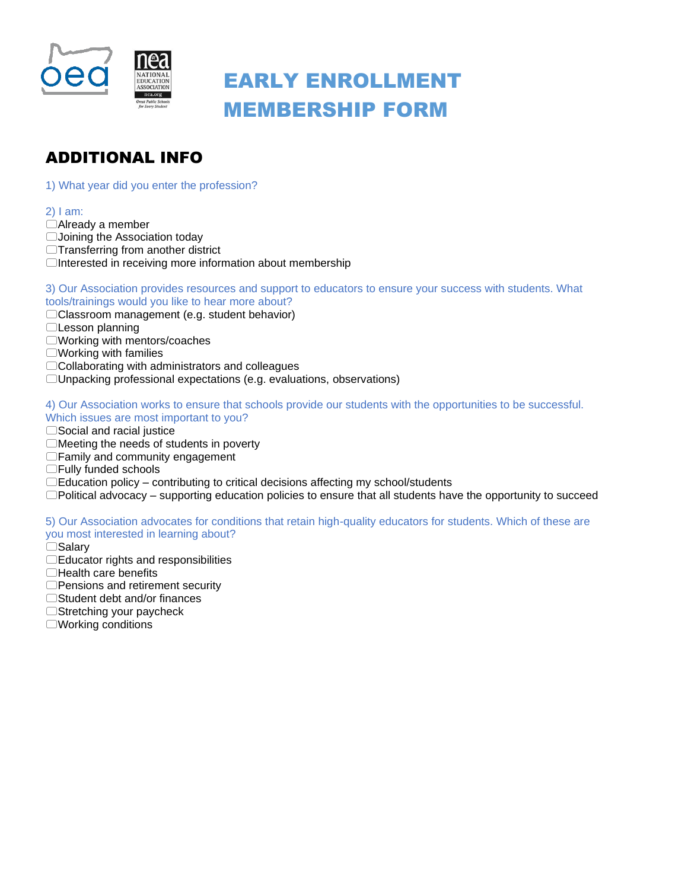# EARLY ENROLLMENT MEMBERSHIP FORM

## ADDITIONAL INFO

1) What year did you enter the profession?

2) I am:

- ☐ Already a member
- ☐ Joining the Association today
- ☐ Transferring from another district
- ☐ Interested in receiving more information about membership

3) Our Association provides resources and support to educators to ensure your success with students. What tools/trainings would you like to hear more about?

- ☐ Classroom management (e.g. student behavior)
- ☐ Lesson planning
- ☐ Working with mentors/coaches
- ☐ Working with families
- ☐ Collaborating with administrators and colleagues
- ☐ Unpacking professional expectations (e.g. evaluations, observations)

4) Our Association works to ensure that schools provide our students with the opportunities to be successful. Which issues are most important to you?

- ☐ Social and racial justice
- ☐ Meeting the needs of students in poverty
- ☐ Family and community engagement
- ☐ Fully funded schools
- ☐ Education policy – contributing to critical decisions affecting my school/students
- ☐ Political advocacy – supporting education policies to ensure that all students have the opportunity to succeed

5) Our Association advocates for conditions that retain high-quality educators for students. Which of these are you most interested in learning about?

- ☐ Salary
- ☐ Educator rights and responsibilities
- ☐ Health care benefits
- ☐ Pensions and retirement security
- ☐ Student debt and/or finances
- ☐ Stretching your paycheck
- ☐ Working conditions